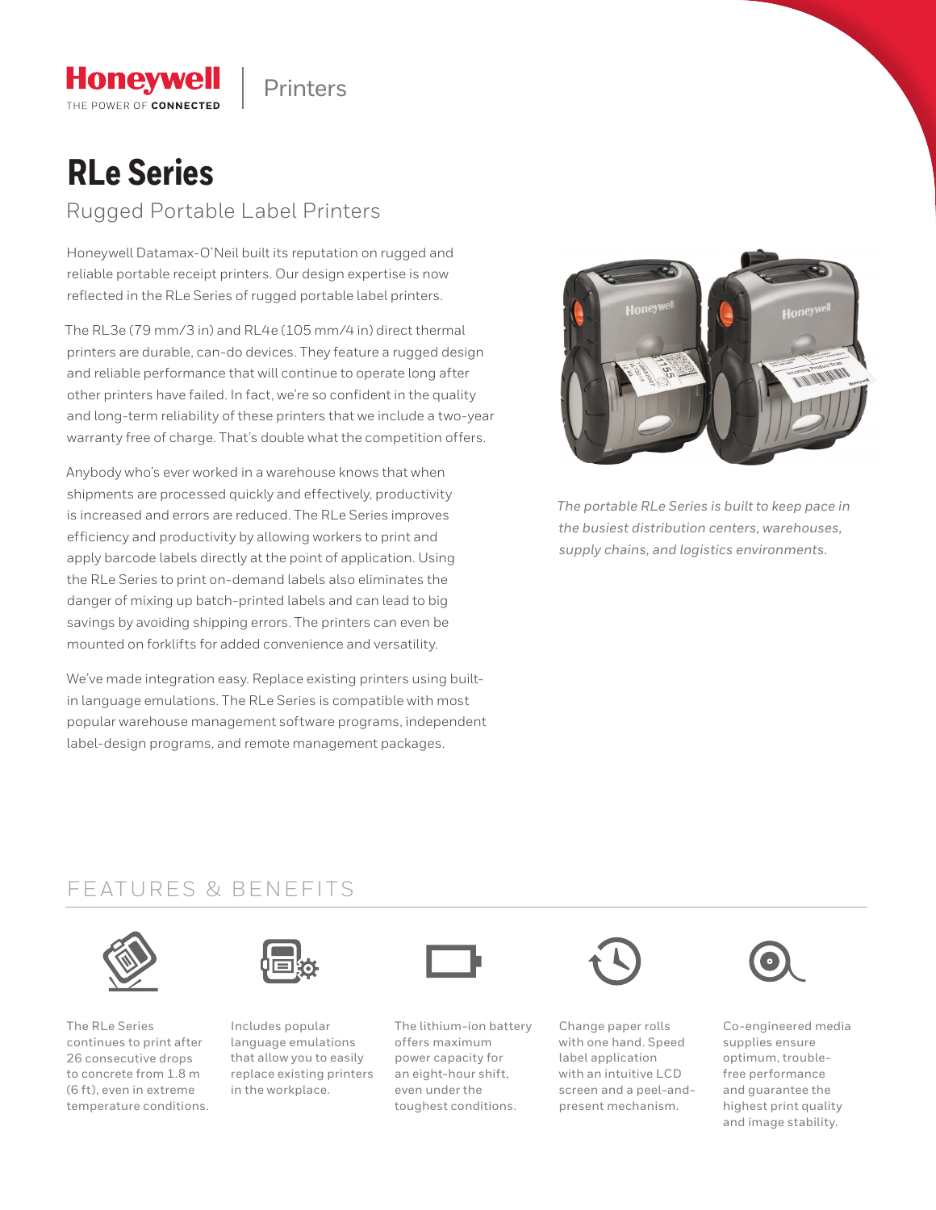Honeywell
THE POWER OF **CONNECTED**

Printers

# RLe Series

## Rugged Portable Label Printers

Honeywell Datamax-O'Neil built its reputation on rugged and reliable portable receipt printers. Our design expertise is now reflected in the RLe Series of rugged portable label printers.

The RL3e (79 mm/3 in) and RL4e (105 mm/4 in) direct thermal printers are durable, can-do devices. They feature a rugged design and reliable performance that will continue to operate long after other printers have failed. In fact, we're so confident in the quality and long-term reliability of these printers that we include a two-year warranty free of charge. That's double what the competition offers.

Anybody who's ever worked in a warehouse knows that when shipments are processed quickly and effectively, productivity is increased and errors are reduced. The RLe Series improves efficiency and productivity by allowing workers to print and apply barcode labels directly at the point of application. Using the RLe Series to print on-demand labels also eliminates the danger of mixing up batch-printed labels and can lead to big savings by avoiding shipping errors. The printers can even be mounted on forklifts for added convenience and versatility.

We've made integration easy. Replace existing printers using built-in language emulations. The RLe Series is compatible with most popular warehouse management software programs, independent label-design programs, and remote management packages.

*The portable RLe Series is built to keep pace in the busiest distribution centers, warehouses, supply chains, and logistics environments.*

## FEATURES & BENEFITS

The RLe Series continues to print after 26 consecutive drops to concrete from 1.8 m (6 ft), even in extreme temperature conditions.

Includes popular language emulations that allow you to easily replace existing printers in the workplace.

The lithium-ion battery offers maximum power capacity for an eight-hour shift, even under the toughest conditions.

Change paper rolls with one hand. Speed label application with an intuitive LCD screen and a peel-and-present mechanism.

Co-engineered media supplies ensure optimum, trouble-free performance and guarantee the highest print quality and image stability.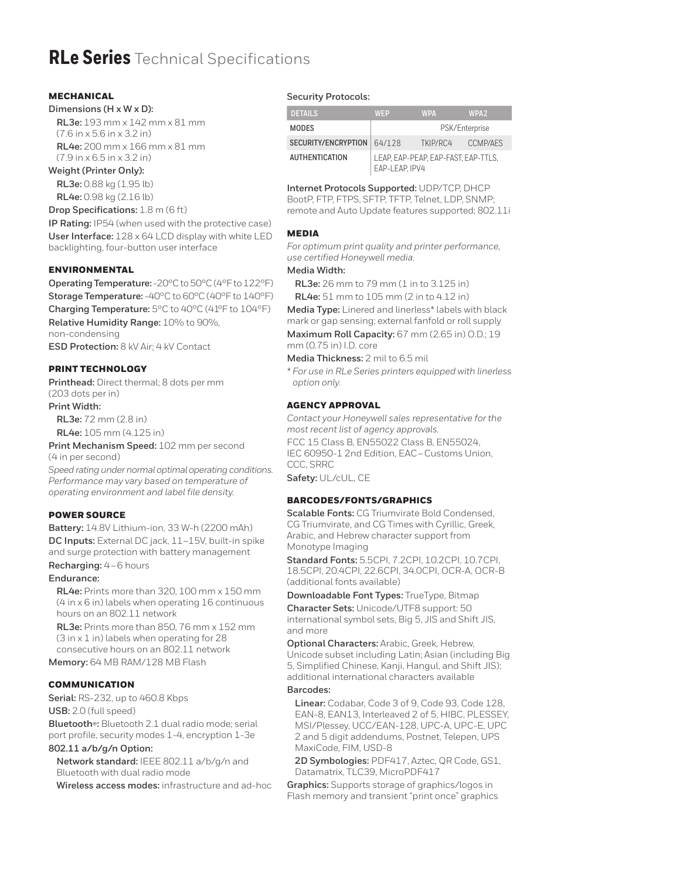# **RLe Series** Technical Specifications

### MECHANICAL

**Dimensions (H x W x D):**

**RL3e:** 193 mm x 142 mm x 81 mm (7.6 in x 5.6 in x 3.2 in)

**RL4e:** 200 mm x 166 mm x 81 mm (7.9 in x 6.5 in x 3.2 in)

**Weight (Printer Only):**

**RL3e:** 0.88 kg (1.95 lb)

**RL4e:** 0.98 kg (2.16 lb)

**Drop Specifications:** 1.8 m (6 ft)

**IP Rating:** IP54 (when used with the protective case)

**User Interface:** 128 x 64 LCD display with white LED backlighting, four-button user interface

### ENVIRONMENTAL

**Operating Temperature:** -20°C to 50°C (4°F to 122°F)

**Storage Temperature:** -40°C to 60°C (40°F to 140°F)

**Charging Temperature:** 5°C to 40°C (41°F to 104°F)

**Relative Humidity Range:** 10% to 90%, non-condensing

**ESD Protection:** 8 kV Air; 4 kV Contact

### PRINT TECHNOLOGY

**Printhead:** Direct thermal; 8 dots per mm (203 dots per in)

**Print Width:**

**RL3e:** 72 mm (2.8 in)

**RL4e:** 105 mm (4.125 in)

**Print Mechanism Speed:** 102 mm per second (4 in per second)

*Speed rating under normal optimal operating conditions. Performance may vary based on temperature of operating environment and label file density.*

### POWER SOURCE

**Battery:** 14.8V Lithium-ion, 33 W-h (2200 mAh)

**DC Inputs:** External DC jack, 11–15V, built-in spike and surge protection with battery management

**Recharging:** 4–6 hours

**Endurance:**

**RL4e:** Prints more than 320, 100 mm x 150 mm (4 in x 6 in) labels when operating 16 continuous hours on an 802.11 network

**RL3e:** Prints more than 850, 76 mm x 152 mm (3 in x 1 in) labels when operating for 28 consecutive hours on an 802.11 network

**Memory:** 64 MB RAM/128 MB Flash

### COMMUNICATION

**Serial:** RS-232, up to 460.8 Kbps

**USB:** 2.0 (full speed)

**Bluetooth®:** Bluetooth 2.1 dual radio mode; serial port profile, security modes 1-4, encryption 1-3e

**802.11 a/b/g/n Option:**

**Network standard:** IEEE 802.11 a/b/g/n and Bluetooth with dual radio mode

**Wireless access modes:** infrastructure and ad-hoc

**Security Protocols:**

| DETAILS | WEP | WPA | WPA2 |
|---|---|---|---|
| MODES | | PSK/Enterprise | |
| SECURITY/ENCRYPTION | 64/128 | TKIP/RC4 | CCMP/AES |
| AUTHENTICATION | LEAP, EAP-PEAP, EAP-FAST, EAP-TTLS, EAP-LEAP, IPV4 | | |

**Internet Protocols Supported:** UDP/TCP, DHCP BootP, FTP, FTPS, SFTP, TFTP, Telnet, LDP, SNMP; remote and Auto Update features supported; 802.11i

### MEDIA

*For optimum print quality and printer performance, use certified Honeywell media.*

**Media Width:**

**RL3e:** 26 mm to 79 mm (1 in to 3.125 in)

**RL4e:** 51 mm to 105 mm (2 in to 4.12 in)

**Media Type:** Linered and linerless* labels with black mark or gap sensing; external fanfold or roll supply

**Maximum Roll Capacity:** 67 mm (2.65 in) O.D.; 19 mm (0.75 in) I.D. core

**Media Thickness:** 2 mil to 6.5 mil

*\* For use in RLe Series printers equipped with linerless option only.*

### AGENCY APPROVAL

*Contact your Honeywell sales representative for the most recent list of agency approvals.*

FCC 15 Class B, EN55022 Class B, EN55024, IEC 60950-1 2nd Edition, EAC – Customs Union, CCC, SRRC

**Safety:** UL/cUL, CE

### BARCODES/FONTS/GRAPHICS

**Scalable Fonts:** CG Triumvirate Bold Condensed, CG Triumvirate, and CG Times with Cyrillic, Greek, Arabic, and Hebrew character support from Monotype Imaging

**Standard Fonts:** 5.5CPI, 7.2CPI, 10.2CPI, 10.7CPI, 18.5CPI, 20.4CPI, 22.6CPI, 34.0CPI, OCR-A, OCR-B (additional fonts available)

**Downloadable Font Types:** TrueType, Bitmap

**Character Sets:** Unicode/UTF8 support: 50 international symbol sets, Big 5, JIS and Shift JIS, and more

**Optional Characters:** Arabic, Greek, Hebrew, Unicode subset including Latin; Asian (including Big 5, Simplified Chinese, Kanji, Hangul, and Shift JIS); additional international characters available

**Barcodes:**

**Linear:** Codabar, Code 3 of 9, Code 93, Code 128, EAN-8, EAN13, Interleaved 2 of 5, HIBC, PLESSEY, MSI/Plessey, UCC/EAN-128, UPC-A, UPC-E, UPC 2 and 5 digit addendums, Postnet, Telepen, UPS MaxiCode, FIM, USD-8

**2D Symbologies:** PDF417, Aztec, QR Code, GS1, Datamatrix, TLC39, MicroPDF417

**Graphics:** Supports storage of graphics/logos in Flash memory and transient "print once" graphics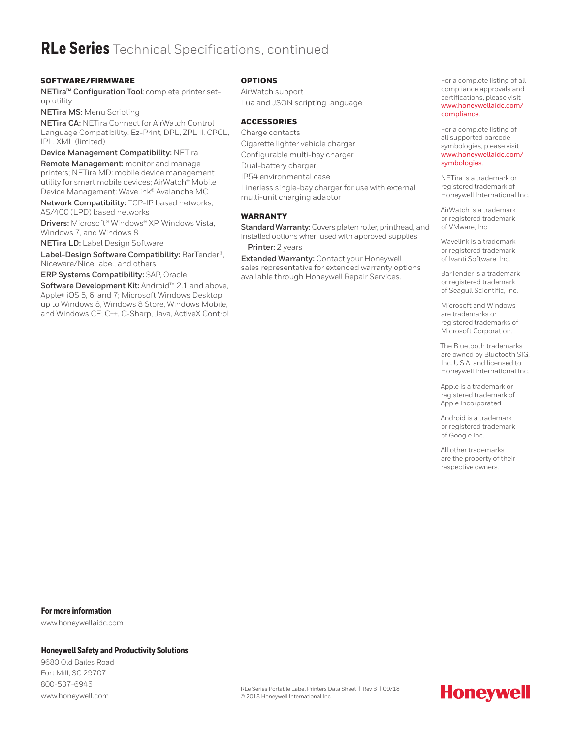# RLe Series Technical Specifications, continued

### SOFTWARE/FIRMWARE

**NETira™ Configuration Tool**: complete printer set-up utility

**NETira MS:** Menu Scripting

**NETira CA:** NETira Connect for AirWatch Control Language Compatibility: Ez-Print, DPL, ZPL II, CPCL, IPL, XML (limited)

**Device Management Compatibility:** NETira

**Remote Management:** monitor and manage printers; NETira MD: mobile device management utility for smart mobile devices; AirWatch® Mobile Device Management: Wavelink® Avalanche MC

**Network Compatibility:** TCP-IP based networks; AS/400 (LPD) based networks

**Drivers:** Microsoft® Windows® XP, Windows Vista, Windows 7, and Windows 8

**NETira LD:** Label Design Software

**Label-Design Software Compatibility:** BarTender®, Niceware/NiceLabel, and others

**ERP Systems Compatibility:** SAP, Oracle

**Software Development Kit:** Android™ 2.1 and above, Apple® iOS 5, 6, and 7; Microsoft Windows Desktop up to Windows 8, Windows 8 Store, Windows Mobile, and Windows CE; C++, C-Sharp, Java, ActiveX Control

### OPTIONS

AirWatch support

Lua and JSON scripting language

### ACCESSORIES

Charge contacts

Cigarette lighter vehicle charger

Configurable multi-bay charger

Dual-battery charger

IP54 environmental case

Linerless single-bay charger for use with external multi-unit charging adaptor

### WARRANTY

**Standard Warranty:** Covers platen roller, printhead, and installed options when used with approved supplies

**Printer:** 2 years

**Extended Warranty:** Contact your Honeywell sales representative for extended warranty options available through Honeywell Repair Services.

For a complete listing of all compliance approvals and certifications, please visit www.honeywellaidc.com/compliance.

For a complete listing of all supported barcode symbologies, please visit www.honeywellaidc.com/symbologies.

NETira is a trademark or registered trademark of Honeywell International Inc.

AirWatch is a trademark or registered trademark of VMware, Inc.

Wavelink is a trademark or registered trademark of Ivanti Software, Inc.

BarTender is a trademark or registered trademark of Seagull Scientific, Inc.

Microsoft and Windows are trademarks or registered trademarks of Microsoft Corporation.

The Bluetooth trademarks are owned by Bluetooth SIG, Inc. U.S.A. and licensed to Honeywell International Inc.

Apple is a trademark or registered trademark of Apple Incorporated.

Android is a trademark or registered trademark of Google Inc.

All other trademarks are the property of their respective owners.

**For more information**

www.honeywellaidc.com

**Honeywell Safety and Productivity Solutions**

9680 Old Bailes Road
Fort Mill, SC 29707
800-537-6945
www.honeywell.com

RLe Series Portable Label Printers Data Sheet | Rev B | 09/18
© 2018 Honeywell International Inc.

Honeywell